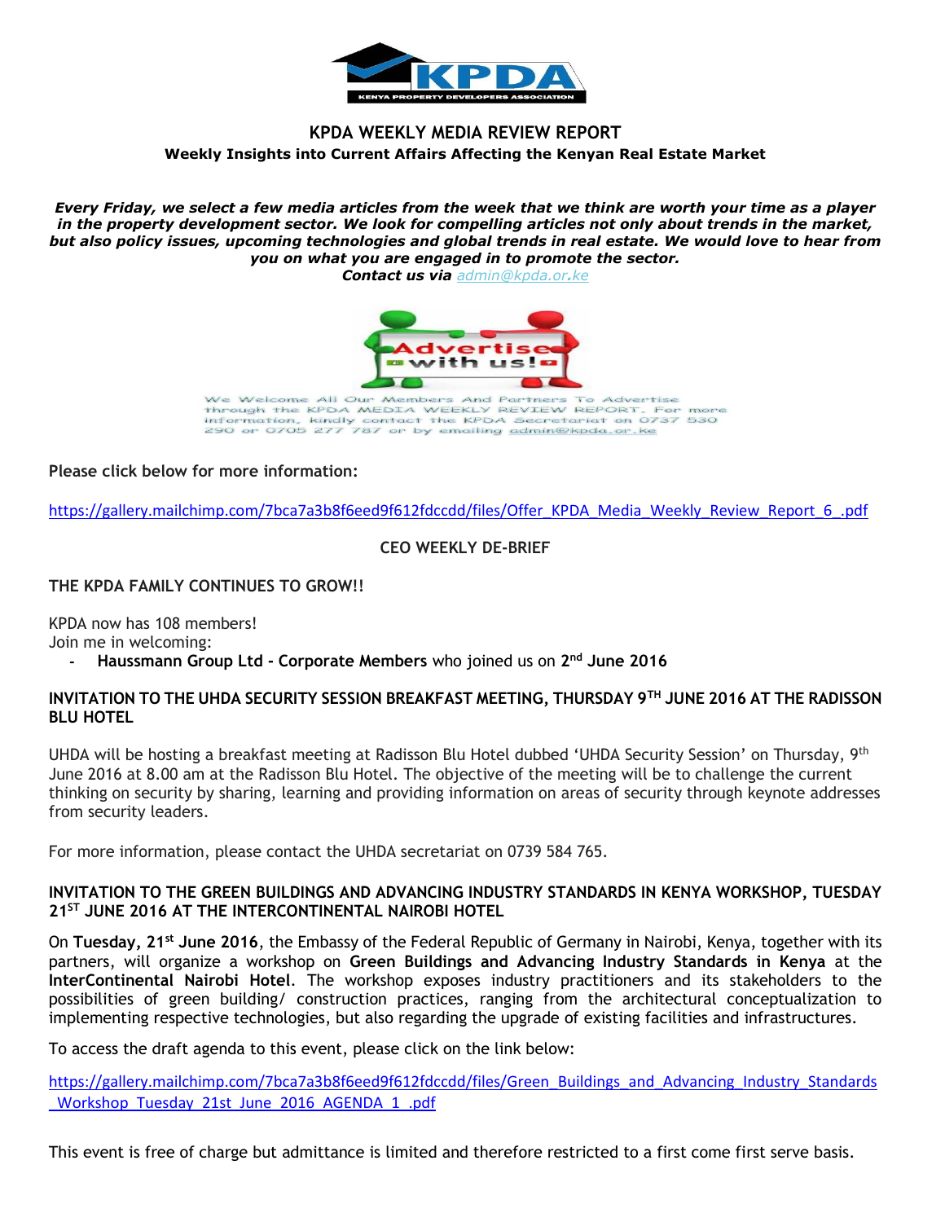# KPDA WEEKLY MEDIA REVIEW REPORT

**Weekly Insights into Current Affairs Affecting the Kenyan Real Estate Market**

***Every Friday, we select a few media articles from the week that we think are worth your time as a player in the property development sector. We look for compelling articles not only about trends in the market, but also policy issues, upcoming technologies and global trends in real estate. We would love to hear from you on what you are engaged in to promote the sector.***
***Contact us via** admin@kpda.or.ke*

We Welcome All Our Members And Partners To Advertise through the KPDA MEDIA WEEKLY REVIEW REPORT. For more information, kindly contact the KPDA Secretariat on 0737 530 290 or 0705 277 787 or by emailing admin@kpda.or.ke

**Please click below for more information:**

https://gallery.mailchimp.com/7bca7a3b8f6eed9f612fdccdd/files/Offer_KPDA_Media_Weekly_Review_Report_6_.pdf

## CEO WEEKLY DE-BRIEF

### THE KPDA FAMILY CONTINUES TO GROW!!

KPDA now has 108 members!
Join me in welcoming:

- **Haussmann Group Ltd - Corporate Members** who joined us on **2nd June 2016**

### INVITATION TO THE UHDA SECURITY SESSION BREAKFAST MEETING, THURSDAY 9TH JUNE 2016 AT THE RADISSON BLU HOTEL

UHDA will be hosting a breakfast meeting at Radisson Blu Hotel dubbed 'UHDA Security Session' on Thursday, 9th June 2016 at 8.00 am at the Radisson Blu Hotel. The objective of the meeting will be to challenge the current thinking on security by sharing, learning and providing information on areas of security through keynote addresses from security leaders.

For more information, please contact the UHDA secretariat on 0739 584 765.

### INVITATION TO THE GREEN BUILDINGS AND ADVANCING INDUSTRY STANDARDS IN KENYA WORKSHOP, TUESDAY 21ST JUNE 2016 AT THE INTERCONTINENTAL NAIROBI HOTEL

On **Tuesday, 21st June 2016**, the Embassy of the Federal Republic of Germany in Nairobi, Kenya, together with its partners, will organize a workshop on **Green Buildings and Advancing Industry Standards in Kenya** at the **InterContinental Nairobi Hotel**. The workshop exposes industry practitioners and its stakeholders to the possibilities of green building/ construction practices, ranging from the architectural conceptualization to implementing respective technologies, but also regarding the upgrade of existing facilities and infrastructures.

To access the draft agenda to this event, please click on the link below:

https://gallery.mailchimp.com/7bca7a3b8f6eed9f612fdccdd/files/Green_Buildings_and_Advancing_Industry_Standards_Workshop_Tuesday_21st_June_2016_AGENDA_1_.pdf

This event is free of charge but admittance is limited and therefore restricted to a first come first serve basis.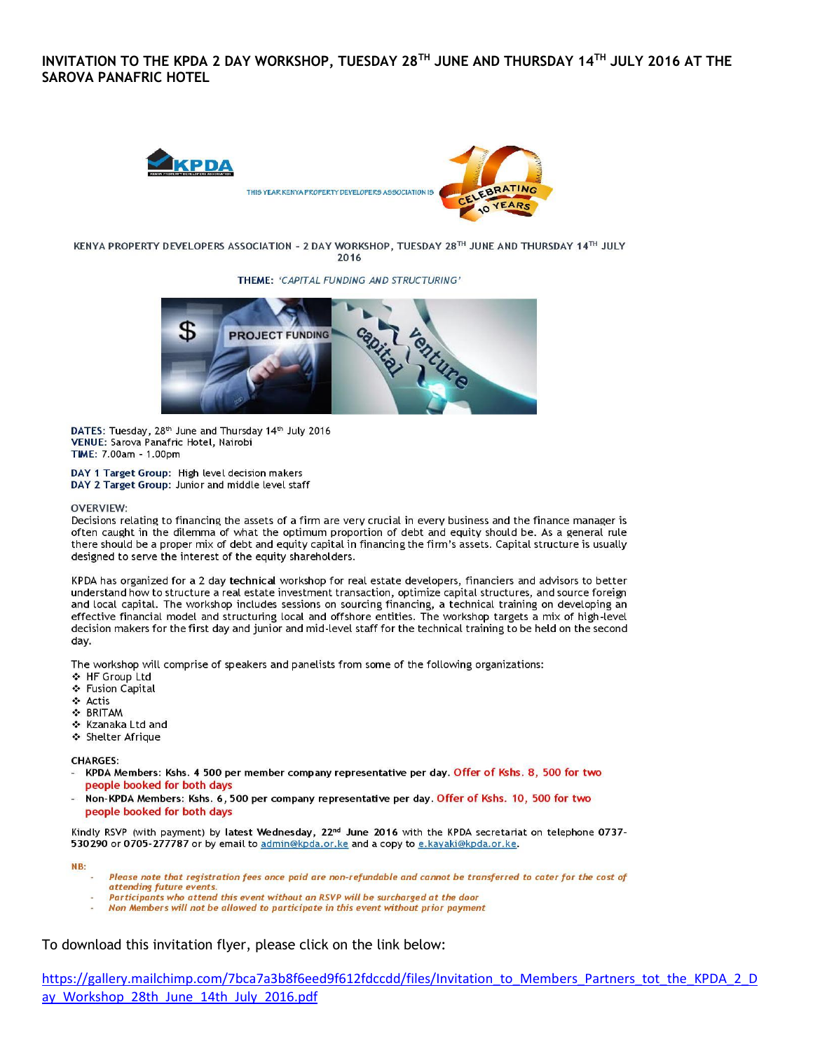# INVITATION TO THE KPDA 2 DAY WORKSHOP, TUESDAY 28TH JUNE AND THURSDAY 14TH JULY 2016 AT THE SAROVA PANAFRIC HOTEL

KPDA

THIS YEAR KENYA PROPERTY DEVELOPERS ASSOCIATION IS CELEBRATING 10 YEARS

**KENYA PROPERTY DEVELOPERS ASSOCIATION – 2 DAY WORKSHOP, TUESDAY 28TH JUNE AND THURSDAY 14TH JULY 2016**

**THEME:** *'CAPITAL FUNDING AND STRUCTURING'*

**DATES:** Tuesday, 28th June and Thursday 14th July 2016
**VENUE:** Sarova Panafric Hotel, Nairobi
**TIME:** 7.00am - 1.00pm

**DAY 1 Target Group:** High level decision makers
**DAY 2 Target Group:** Junior and middle level staff

**OVERVIEW:**
Decisions relating to financing the assets of a firm are very crucial in every business and the finance manager is often caught in the dilemma of what the optimum proportion of debt and equity should be. As a general rule there should be a proper mix of debt and equity capital in financing the firm's assets. Capital structure is usually designed to serve the interest of the equity shareholders.

KPDA has organized for a 2 day **technical** workshop for real estate developers, financiers and advisors to better understand how to structure a real estate investment transaction, optimize capital structures, and source foreign and local capital. The workshop includes sessions on sourcing financing, a technical training on developing an effective financial model and structuring local and offshore entities. The workshop targets a mix of high-level decision makers for the first day and junior and mid-level staff for the technical training to be held on the second day.

The workshop will comprise of speakers and panelists from some of the following organizations:

- HF Group Ltd
- Fusion Capital
- Actis
- BRITAM
- Kzanaka Ltd and
- Shelter Afrique

**CHARGES:**

- **KPDA Members: Kshs. 4 500 per member company representative per day.** Offer of Kshs. 8, 500 for two people booked for both days
- **Non-KPDA Members: Kshs. 6, 500 per company representative per day.** Offer of Kshs. 10, 500 for two people booked for both days

Kindly RSVP (with payment) by **latest Wednesday, 22nd June 2016** with the KPDA secretariat on telephone **0737-530290** or **0705-277787** or by email to admin@kpda.or.ke and a copy to e.kayaki@kpda.or.ke.

**NB:**

- *Please note that registration fees once paid are non-refundable and cannot be transferred to cater for the cost of attending future events.*
- *Participants who attend this event without an RSVP will be surcharged at the door*
- *Non Members will not be allowed to participate in this event without prior payment*

To download this invitation flyer, please click on the link below:

https://gallery.mailchimp.com/7bca7a3b8f6eed9f612fdccdd/files/Invitation_to_Members_Partners_tot_the_KPDA_2_Day_Workshop_28th_June_14th_July_2016.pdf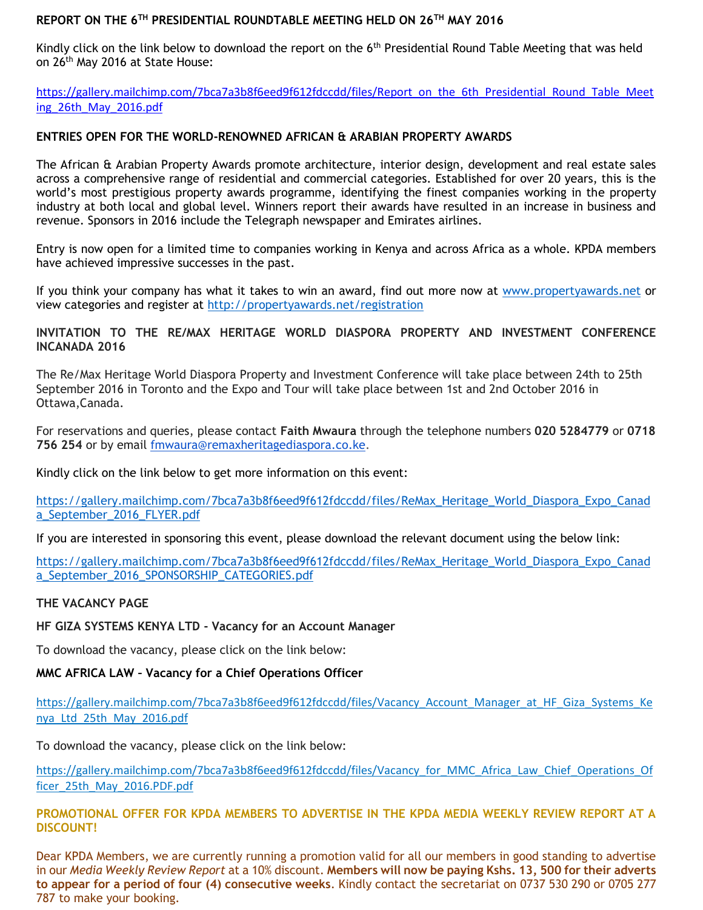**REPORT ON THE 6TH PRESIDENTIAL ROUNDTABLE MEETING HELD ON 26TH MAY 2016**

Kindly click on the link below to download the report on the 6th Presidential Round Table Meeting that was held on 26th May 2016 at State House:

https://gallery.mailchimp.com/7bca7a3b8f6eed9f612fdccdd/files/Report_on_the_6th_Presidential_Round_Table_Meeting_26th_May_2016.pdf

**ENTRIES OPEN FOR THE WORLD-RENOWNED AFRICAN & ARABIAN PROPERTY AWARDS**

The African & Arabian Property Awards promote architecture, interior design, development and real estate sales across a comprehensive range of residential and commercial categories. Established for over 20 years, this is the world's most prestigious property awards programme, identifying the finest companies working in the property industry at both local and global level. Winners report their awards have resulted in an increase in business and revenue. Sponsors in 2016 include the Telegraph newspaper and Emirates airlines.

Entry is now open for a limited time to companies working in Kenya and across Africa as a whole. KPDA members have achieved impressive successes in the past.

If you think your company has what it takes to win an award, find out more now at www.propertyawards.net or view categories and register at http://propertyawards.net/registration

**INVITATION TO THE RE/MAX HERITAGE WORLD DIASPORA PROPERTY AND INVESTMENT CONFERENCE INCANADA 2016**

The Re/Max Heritage World Diaspora Property and Investment Conference will take place between 24th to 25th September 2016 in Toronto and the Expo and Tour will take place between 1st and 2nd October 2016 in Ottawa,Canada.

For reservations and queries, please contact **Faith Mwaura** through the telephone numbers **020 5284779** or **0718 756 254** or by email fmwaura@remaxheritagediaspora.co.ke.

Kindly click on the link below to get more information on this event:

https://gallery.mailchimp.com/7bca7a3b8f6eed9f612fdccdd/files/ReMax_Heritage_World_Diaspora_Expo_Canada_September_2016_FLYER.pdf

If you are interested in sponsoring this event, please download the relevant document using the below link:

https://gallery.mailchimp.com/7bca7a3b8f6eed9f612fdccdd/files/ReMax_Heritage_World_Diaspora_Expo_Canada_September_2016_SPONSORSHIP_CATEGORIES.pdf

**THE VACANCY PAGE**

**HF GIZA SYSTEMS KENYA LTD - Vacancy for an Account Manager**

To download the vacancy, please click on the link below:

**MMC AFRICA LAW – Vacancy for a Chief Operations Officer**

https://gallery.mailchimp.com/7bca7a3b8f6eed9f612fdccdd/files/Vacancy_Account_Manager_at_HF_Giza_Systems_Kenya_Ltd_25th_May_2016.pdf

To download the vacancy, please click on the link below:

https://gallery.mailchimp.com/7bca7a3b8f6eed9f612fdccdd/files/Vacancy_for_MMC_Africa_Law_Chief_Operations_Officer_25th_May_2016.PDF.pdf

**PROMOTIONAL OFFER FOR KPDA MEMBERS TO ADVERTISE IN THE KPDA MEDIA WEEKLY REVIEW REPORT AT A DISCOUNT!**

Dear KPDA Members, we are currently running a promotion valid for all our members in good standing to advertise in our *Media Weekly Review Report* at a 10% discount. **Members will now be paying Kshs. 13, 500 for their adverts to appear for a period of four (4) consecutive weeks**. Kindly contact the secretariat on 0737 530 290 or 0705 277 787 to make your booking.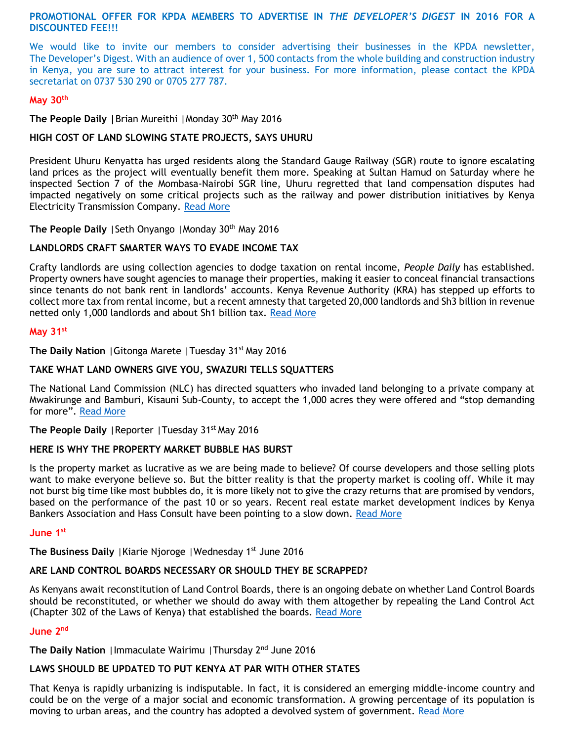**PROMOTIONAL OFFER FOR KPDA MEMBERS TO ADVERTISE IN *THE DEVELOPER'S DIGEST* IN 2016 FOR A DISCOUNTED FEE!!!**

We would like to invite our members to consider advertising their businesses in the KPDA newsletter, The Developer's Digest. With an audience of over 1, 500 contacts from the whole building and construction industry in Kenya, you are sure to attract interest for your business. For more information, please contact the KPDA secretariat on 0737 530 290 or 0705 277 787.

**May 30th**

**The People Daily |** Brian Mureithi | Monday 30th May 2016

**HIGH COST OF LAND SLOWING STATE PROJECTS, SAYS UHURU**

President Uhuru Kenyatta has urged residents along the Standard Gauge Railway (SGR) route to ignore escalating land prices as the project will eventually benefit them more. Speaking at Sultan Hamud on Saturday where he inspected Section 7 of the Mombasa-Nairobi SGR line, Uhuru regretted that land compensation disputes had impacted negatively on some critical projects such as the railway and power distribution initiatives by Kenya Electricity Transmission Company. Read More

**The People Daily** | Seth Onyango | Monday 30th May 2016

**LANDLORDS CRAFT SMARTER WAYS TO EVADE INCOME TAX**

Crafty landlords are using collection agencies to dodge taxation on rental income, *People Daily* has established. Property owners have sought agencies to manage their properties, making it easier to conceal financial transactions since tenants do not bank rent in landlords' accounts. Kenya Revenue Authority (KRA) has stepped up efforts to collect more tax from rental income, but a recent amnesty that targeted 20,000 landlords and Sh3 billion in revenue netted only 1,000 landlords and about Sh1 billion tax. Read More

**May 31st**

**The Daily Nation** | Gitonga Marete | Tuesday 31st May 2016

**TAKE WHAT LAND OWNERS GIVE YOU, SWAZURI TELLS SQUATTERS**

The National Land Commission (NLC) has directed squatters who invaded land belonging to a private company at Mwakirunge and Bamburi, Kisauni Sub-County, to accept the 1,000 acres they were offered and "stop demanding for more". Read More

**The People Daily** | Reporter | Tuesday 31st May 2016

**HERE IS WHY THE PROPERTY MARKET BUBBLE HAS BURST**

Is the property market as lucrative as we are being made to believe? Of course developers and those selling plots want to make everyone believe so. But the bitter reality is that the property market is cooling off. While it may not burst big time like most bubbles do, it is more likely not to give the crazy returns that are promised by vendors, based on the performance of the past 10 or so years. Recent real estate market development indices by Kenya Bankers Association and Hass Consult have been pointing to a slow down. Read More

**June 1st**

**The Business Daily** | Kiarie Njoroge | Wednesday 1st June 2016

**ARE LAND CONTROL BOARDS NECESSARY OR SHOULD THEY BE SCRAPPED?**

As Kenyans await reconstitution of Land Control Boards, there is an ongoing debate on whether Land Control Boards should be reconstituted, or whether we should do away with them altogether by repealing the Land Control Act (Chapter 302 of the Laws of Kenya) that established the boards. Read More

**June 2nd**

**The Daily Nation** | Immaculate Wairimu | Thursday 2nd June 2016

**LAWS SHOULD BE UPDATED TO PUT KENYA AT PAR WITH OTHER STATES**

That Kenya is rapidly urbanizing is indisputable. In fact, it is considered an emerging middle-income country and could be on the verge of a major social and economic transformation. A growing percentage of its population is moving to urban areas, and the country has adopted a devolved system of government. Read More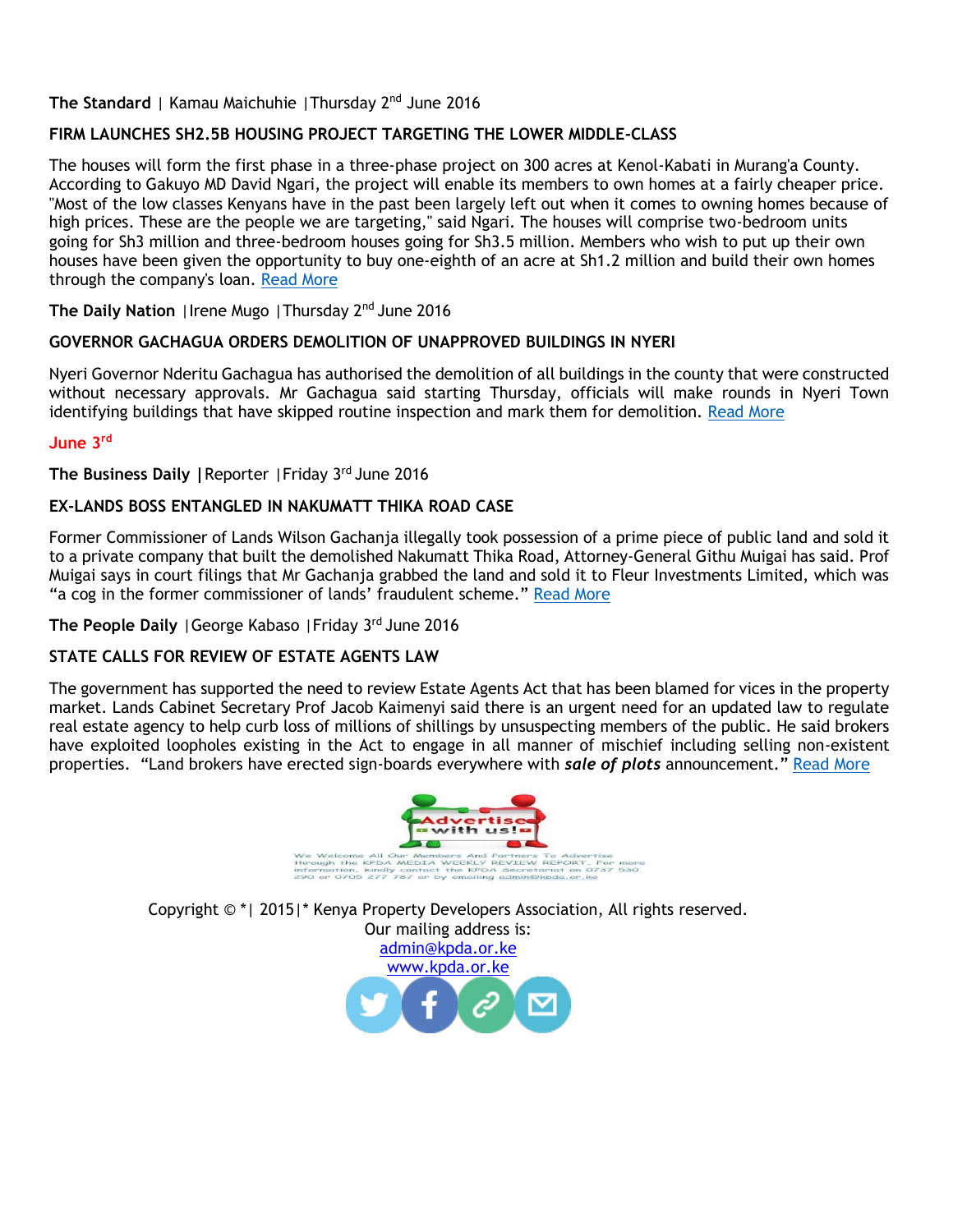**The Standard** | Kamau Maichuhie |Thursday 2nd June 2016

**FIRM LAUNCHES SH2.5B HOUSING PROJECT TARGETING THE LOWER MIDDLE-CLASS**

The houses will form the first phase in a three-phase project on 300 acres at Kenol-Kabati in Murang'a County. According to Gakuyo MD David Ngari, the project will enable its members to own homes at a fairly cheaper price. "Most of the low classes Kenyans have in the past been largely left out when it comes to owning homes because of high prices. These are the people we are targeting," said Ngari. The houses will comprise two-bedroom units going for Sh3 million and three-bedroom houses going for Sh3.5 million. Members who wish to put up their own houses have been given the opportunity to buy one-eighth of an acre at Sh1.2 million and build their own homes through the company's loan. Read More

**The Daily Nation** |Irene Mugo |Thursday 2nd June 2016

**GOVERNOR GACHAGUA ORDERS DEMOLITION OF UNAPPROVED BUILDINGS IN NYERI**

Nyeri Governor Nderitu Gachagua has authorised the demolition of all buildings in the county that were constructed without necessary approvals. Mr Gachagua said starting Thursday, officials will make rounds in Nyeri Town identifying buildings that have skipped routine inspection and mark them for demolition. Read More

**June 3rd**

**The Business Daily |** Reporter |Friday 3rd June 2016

**EX-LANDS BOSS ENTANGLED IN NAKUMATT THIKA ROAD CASE**

Former Commissioner of Lands Wilson Gachanja illegally took possession of a prime piece of public land and sold it to a private company that built the demolished Nakumatt Thika Road, Attorney-General Githu Muigai has said. Prof Muigai says in court filings that Mr Gachanja grabbed the land and sold it to Fleur Investments Limited, which was "a cog in the former commissioner of lands' fraudulent scheme." Read More

**The People Daily** |George Kabaso |Friday 3rd June 2016

**STATE CALLS FOR REVIEW OF ESTATE AGENTS LAW**

The government has supported the need to review Estate Agents Act that has been blamed for vices in the property market. Lands Cabinet Secretary Prof Jacob Kaimenyi said there is an urgent need for an updated law to regulate real estate agency to help curb loss of millions of shillings by unsuspecting members of the public. He said brokers have exploited loopholes existing in the Act to engage in all manner of mischief including selling non-existent properties. "Land brokers have erected sign-boards everywhere with ***sale of plots*** announcement." Read More

Advertise with us!

We Welcome All Our Members And Partners To Advertise through the KPDA MEDIA WEEKLY REVIEW REPORT. For more information, kindly contact the KPDA Secretariat on 0737 530 290 or 0705 277 787 or by emailing admin@kpda.or.ke

Copyright © *| 2015|* Kenya Property Developers Association, All rights reserved.
Our mailing address is:
admin@kpda.or.ke
www.kpda.or.ke